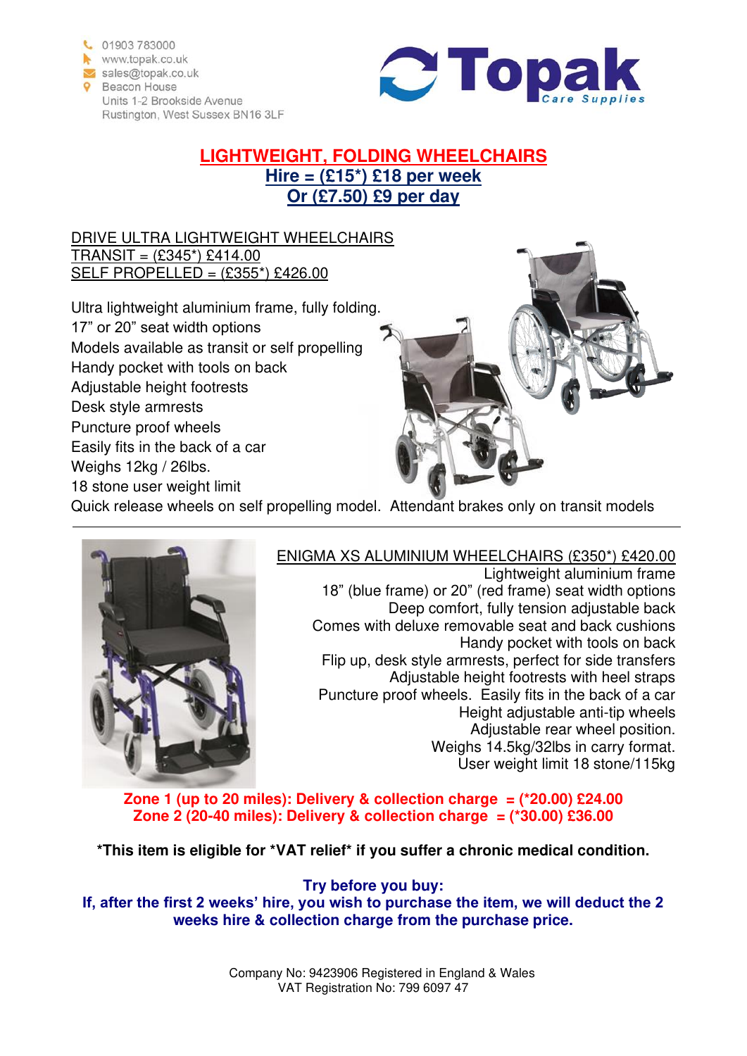01903 783000
www.topak.co.uk
sales@topak.co.uk
Beacon House
Units 1-2 Brookside Avenue
Rustington, West Sussex BN16 3LF

**Topak** Care Supplies

# LIGHTWEIGHT, FOLDING WHEELCHAIRS

## Hire = (£15*) £18 per week
## Or (£7.50) £9 per day

DRIVE ULTRA LIGHTWEIGHT WHEELCHAIRS
TRANSIT = (£345*) £414.00
SELF PROPELLED = (£355*) £426.00

Ultra lightweight aluminium frame, fully folding.
17" or 20" seat width options
Models available as transit or self propelling
Handy pocket with tools on back
Adjustable height footrests
Desk style armrests
Puncture proof wheels
Easily fits in the back of a car
Weighs 12kg / 26lbs.
18 stone user weight limit
Quick release wheels on self propelling model. Attendant brakes only on transit models

---

ENIGMA XS ALUMINIUM WHEELCHAIRS (£350*) £420.00
Lightweight aluminium frame
18" (blue frame) or 20" (red frame) seat width options
Deep comfort, fully tension adjustable back
Comes with deluxe removable seat and back cushions
Handy pocket with tools on back
Flip up, desk style armrests, perfect for side transfers
Adjustable height footrests with heel straps
Puncture proof wheels. Easily fits in the back of a car
Height adjustable anti-tip wheels
Adjustable rear wheel position.
Weighs 14.5kg/32lbs in carry format.
User weight limit 18 stone/115kg

**Zone 1 (up to 20 miles): Delivery & collection charge = (*20.00) £24.00**
**Zone 2 (20-40 miles): Delivery & collection charge = (*30.00) £36.00**

**\*This item is eligible for *VAT relief* if you suffer a chronic medical condition.**

**Try before you buy:**
**If, after the first 2 weeks' hire, you wish to purchase the item, we will deduct the 2 weeks hire & collection charge from the purchase price.**

Company No: 9423906 Registered in England & Wales
VAT Registration No: 799 6097 47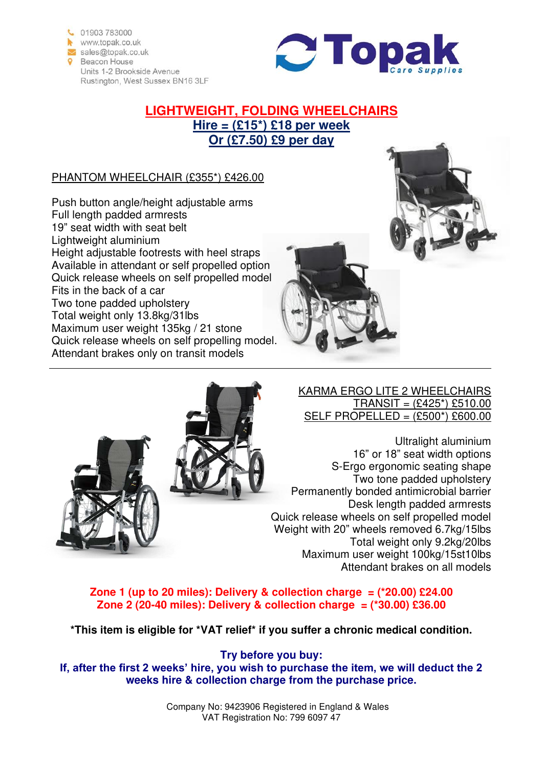01903 783000
www.topak.co.uk
sales@topak.co.uk
Beacon House
Units 1-2 Brookside Avenue
Rustington, West Sussex BN16 3LF

Topak Care Supplies

# LIGHTWEIGHT, FOLDING WHEELCHAIRS

## Hire = (£15*) £18 per week
## Or (£7.50) £9 per day

### PHANTOM WHEELCHAIR (£355*) £426.00

Push button angle/height adjustable arms
Full length padded armrests
19" seat width with seat belt
Lightweight aluminium
Height adjustable footrests with heel straps
Available in attendant or self propelled option
Quick release wheels on self propelled model
Fits in the back of a car
Two tone padded upholstery
Total weight only 13.8kg/31lbs
Maximum user weight 135kg / 21 stone
Quick release wheels on self propelling model.
Attendant brakes only on transit models

---

### KARMA ERGO LITE 2 WHEELCHAIRS
TRANSIT = (£425*) £510.00
SELF PROPELLED = (£500*) £600.00

Ultralight aluminium
16" or 18" seat width options
S-Ergo ergonomic seating shape
Two tone padded upholstery
Permanently bonded antimicrobial barrier
Desk length padded armrests
Quick release wheels on self propelled model
Weight with 20" wheels removed 6.7kg/15lbs
Total weight only 9.2kg/20lbs
Maximum user weight 100kg/15st10lbs
Attendant brakes on all models

**Zone 1 (up to 20 miles): Delivery & collection charge = (*20.00) £24.00**
**Zone 2 (20-40 miles): Delivery & collection charge = (*30.00) £36.00**

***This item is eligible for *VAT relief* if you suffer a chronic medical condition.**

**Try before you buy:**
**If, after the first 2 weeks' hire, you wish to purchase the item, we will deduct the 2 weeks hire & collection charge from the purchase price.**

Company No: 9423906 Registered in England & Wales
VAT Registration No: 799 6097 47